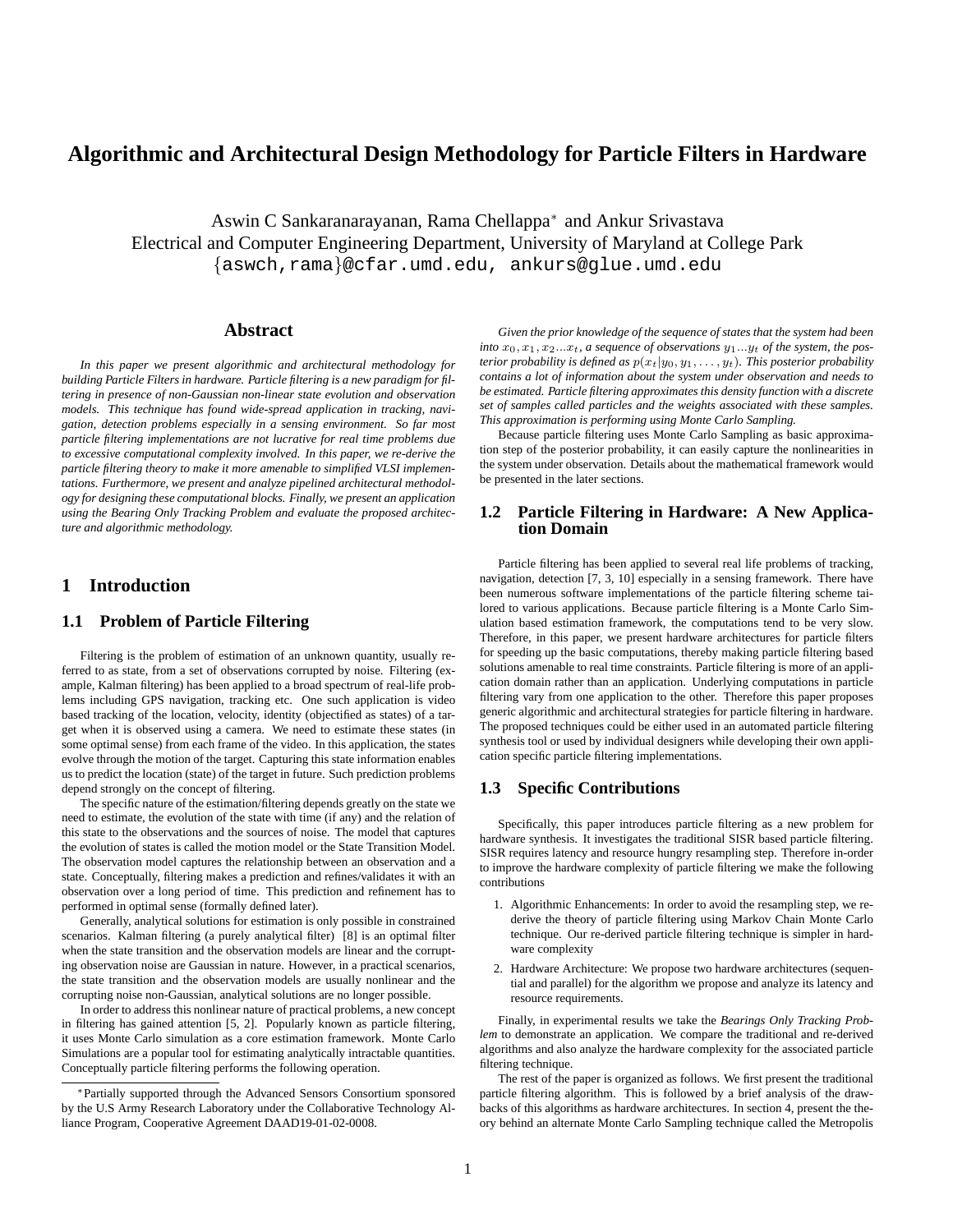# Algorithmic and Architectural Design Methodology for Particle Filters in Hardware

Aswin C Sankaranarayanan, Rama Chellappa* and Ankur Srivastava
Electrical and Computer Engineering Department, University of Maryland at College Park
{aswch,rama}@cfar.umd.edu, ankurs@glue.umd.edu

## Abstract

*In this paper we present algorithmic and architectural methodology for building Particle Filters in hardware. Particle filtering is a new paradigm for filtering in presence of non-Gaussian non-linear state evolution and observation models. This technique has found wide-spread application in tracking, navigation, detection problems especially in a sensing environment. So far most particle filtering implementations are not lucrative for real time problems due to excessive computational complexity involved. In this paper, we re-derive the particle filtering theory to make it more amenable to simplified VLSI implementations. Furthermore, we present and analyze pipelined architectural methodology for designing these computational blocks. Finally, we present an application using the Bearing Only Tracking Problem and evaluate the proposed architecture and algorithmic methodology.*

## 1 Introduction

### 1.1 Problem of Particle Filtering

Filtering is the problem of estimation of an unknown quantity, usually referred to as state, from a set of observations corrupted by noise. Filtering (example, Kalman filtering) has been applied to a broad spectrum of real-life problems including GPS navigation, tracking etc. One such application is video based tracking of the location, velocity, identity (objectified as states) of a target when it is observed using a camera. We need to estimate these states (in some optimal sense) from each frame of the video. In this application, the states evolve through the motion of the target. Capturing this state information enables us to predict the location (state) of the target in future. Such prediction problems depend strongly on the concept of filtering.

The specific nature of the estimation/filtering depends greatly on the state we need to estimate, the evolution of the state with time (if any) and the relation of this state to the observations and the sources of noise. The model that captures the evolution of states is called the motion model or the State Transition Model. The observation model captures the relationship between an observation and a state. Conceptually, filtering makes a prediction and refines/validates it with an observation over a long period of time. This prediction and refinement has to performed in optimal sense (formally defined later).

Generally, analytical solutions for estimation is only possible in constrained scenarios. Kalman filtering (a purely analytical filter) [8] is an optimal filter when the state transition and the observation models are linear and the corrupting observation noise are Gaussian in nature. However, in a practical scenarios, the state transition and the observation models are usually nonlinear and the corrupting noise non-Gaussian, analytical solutions are no longer possible.

In order to address this nonlinear nature of practical problems, a new concept in filtering has gained attention [5, 2]. Popularly known as particle filtering, it uses Monte Carlo simulation as a core estimation framework. Monte Carlo Simulations are a popular tool for estimating analytically intractable quantities. Conceptually particle filtering performs the following operation.

*Given the prior knowledge of the sequence of states that the system had been into $x_0, x_1, x_2...x_t$, a sequence of observations $y_1...y_t$ of the system, the posterior probability is defined as $p(x_t|y_0, y_1, \ldots, y_t)$. This posterior probability contains a lot of information about the system under observation and needs to be estimated. Particle filtering approximates this density function with a discrete set of samples called particles and the weights associated with these samples. This approximation is performing using Monte Carlo Sampling.*

Because particle filtering uses Monte Carlo Sampling as basic approximation step of the posterior probability, it can easily capture the nonlinearities in the system under observation. Details about the mathematical framework would be presented in the later sections.

### 1.2 Particle Filtering in Hardware: A New Application Domain

Particle filtering has been applied to several real life problems of tracking, navigation, detection [7, 3, 10] especially in a sensing framework. There have been numerous software implementations of the particle filtering scheme tailored to various applications. Because particle filtering is a Monte Carlo Simulation based estimation framework, the computations tend to be very slow. Therefore, in this paper, we present hardware architectures for particle filters for speeding up the basic computations, thereby making particle filtering based solutions amenable to real time constraints. Particle filtering is more of an application domain rather than an application. Underlying computations in particle filtering vary from one application to the other. Therefore this paper proposes generic algorithmic and architectural strategies for particle filtering in hardware. The proposed techniques could be either used in an automated particle filtering synthesis tool or used by individual designers while developing their own application specific particle filtering implementations.

### 1.3 Specific Contributions

Specifically, this paper introduces particle filtering as a new problem for hardware synthesis. It investigates the traditional SISR based particle filtering. SISR requires latency and resource hungry resampling step. Therefore in-order to improve the hardware complexity of particle filtering we make the following contributions

1. Algorithmic Enhancements: In order to avoid the resampling step, we re-derive the theory of particle filtering using Markov Chain Monte Carlo technique. Our re-derived particle filtering technique is simpler in hardware complexity
2. Hardware Architecture: We propose two hardware architectures (sequential and parallel) for the algorithm we propose and analyze its latency and resource requirements.

Finally, in experimental results we take the *Bearings Only Tracking Problem* to demonstrate an application. We compare the traditional and re-derived algorithms and also analyze the hardware complexity for the associated particle filtering technique.

The rest of the paper is organized as follows. We first present the traditional particle filtering algorithm. This is followed by a brief analysis of the drawbacks of this algorithms as hardware architectures. In section 4, present the theory behind an alternate Monte Carlo Sampling technique called the Metropolis

*Partially supported through the Advanced Sensors Consortium sponsored by the U.S Army Research Laboratory under the Collaborative Technology Alliance Program, Cooperative Agreement DAAD19-01-02-0008.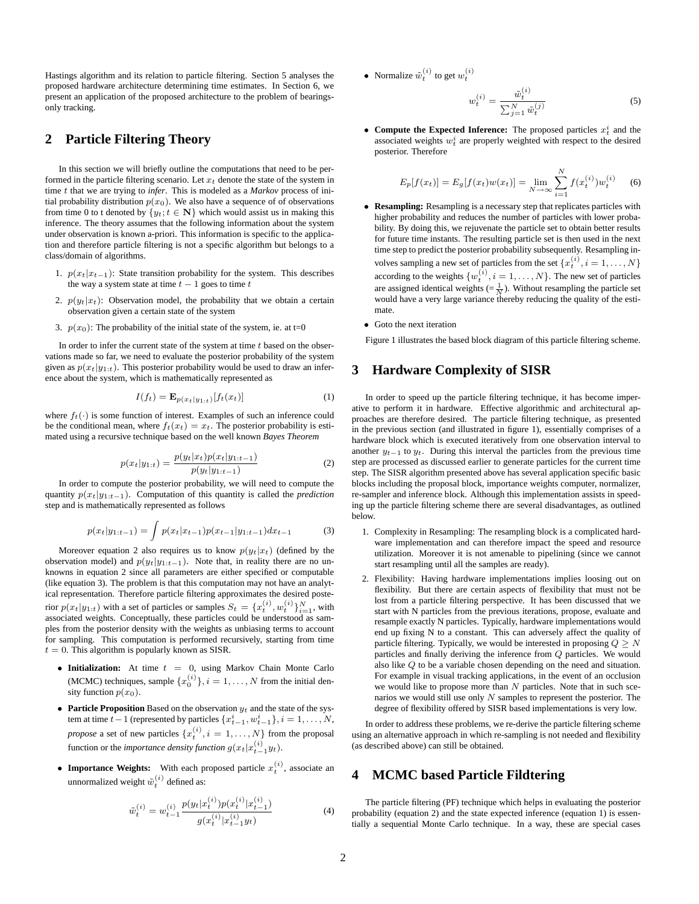Hastings algorithm and its relation to particle filtering. Section 5 analyses the proposed hardware architecture determining time estimates. In Section 6, we present an application of the proposed architecture to the problem of bearings-only tracking.

## 2 Particle Filtering Theory

In this section we will briefly outline the computations that need to be performed in the particle filtering scenario. Let $x_t$ denote the state of the system in time $t$ that we are trying to *infer*. This is modeled as a *Markov* process of initial probability distribution $p(x_0)$. We also have a sequence of of observations from time 0 to t denoted by $\{y_t; t \in \mathbf{N}\}$ which would assist us in making this inference. The theory assumes that the following information about the system under observation is known a-priori. This information is specific to the application and therefore particle filtering is not a specific algorithm but belongs to a class/domain of algorithms.

1. $p(x_t|x_{t-1})$: State transition probability for the system. This describes the way a system state at time $t-1$ goes to time $t$
2. $p(y_t|x_t)$: Observation model, the probability that we obtain a certain observation given a certain state of the system
3. $p(x_0)$: The probability of the initial state of the system, ie. at t=0

In order to infer the current state of the system at time $t$ based on the observations made so far, we need to evaluate the posterior probability of the system given as $p(x_t|y_{1:t})$. This posterior probability would be used to draw an inference about the system, which is mathematically represented as

$$I(f_t) = \mathbf{E}_{p(x_t|y_{1:t})}[f_t(x_t)] \tag{1}$$

where $f_t(\cdot)$ is some function of interest. Examples of such an inference could be the conditional mean, where $f_t(x_t) = x_t$. The posterior probability is estimated using a recursive technique based on the well known *Bayes Theorem*

$$p(x_t|y_{1:t}) = \frac{p(y_t|x_t)p(x_t|y_{1:t-1})}{p(y_t|y_{1:t-1})} \tag{2}$$

In order to compute the posterior probability, we will need to compute the quantity $p(x_t|y_{1:t-1})$. Computation of this quantity is called the *prediction* step and is mathematically represented as follows

$$p(x_t|y_{1:t-1}) = \int p(x_t|x_{t-1})p(x_{t-1}|y_{1:t-1})dx_{t-1} \tag{3}$$

Moreover equation 2 also requires us to know $p(y_t|x_t)$ (defined by the observation model) and $p(y_t|y_{1:t-1})$. Note that, in reality there are no unknowns in equation 2 since all parameters are either specified or computable (like equation 3). The problem is that this computation may not have an analytical representation. Therefore particle filtering approximates the desired posterior $p(x_t|y_{1:t})$ with a set of particles or samples $S_t = \{x_t^{(i)}, w_t^{(i)}\}_{i=1}^N$, with associated weights. Conceptually, these particles could be understood as samples from the posterior density with the weights as unbiasing terms to account for sampling. This computation is performed recursively, starting from time $t = 0$. This algorithm is popularly known as SISR.

- **Initialization:** At time $t = 0$, using Markov Chain Monte Carlo (MCMC) techniques, sample $\{x_0^{(i)}\}, i = 1, \ldots, N$ from the initial density function $p(x_0)$.
- **Particle Proposition** Based on the observation $y_t$ and the state of the system at time $t-1$ (represented by particles $\{x_{t-1}^i, w_{t-1}^i\}, i = 1, \ldots, N$, *propose* a set of new particles $\{x_t^{(i)}, i = 1, \ldots, N\}$ from the proposal function or the *importance density function* $g(x_t|x_{t-1}^{(i)}y_t)$.
- **Importance Weights:** With each proposed particle $x_t^{(i)}$, associate an unnormalized weight $\tilde{w}_t^{(i)}$ defined as:

$$\tilde{w}_t^{(i)} = w_{t-1}^{(i)} \frac{p(y_t|x_t^{(i)})p(x_t^{(i)}|x_{t-1}^{(i)})}{g(x_t^{(i)}|x_{t-1}^{(i)}y_t)} \tag{4}$$

- Normalize $\tilde{w}_t^{(i)}$ to get $w_t^{(i)}$

$$w_t^{(i)} = \frac{\tilde{w}_t^{(i)}}{\sum_{j=1}^N \tilde{w}_t^{(j)}} \tag{5}$$

- **Compute the Expected Inference:** The proposed particles $x_t^i$ and the associated weights $w_t^i$ are properly weighted with respect to the desired posterior. Therefore

$$E_p[f(x_t)] = E_g[f(x_t)w(x_t)] = \lim_{N\to\infty} \sum_{i=1}^N f(x_t^{(i)})w_t^{(i)} \tag{6}$$

- **Resampling:** Resampling is a necessary step that replicates particles with higher probability and reduces the number of particles with lower probability. By doing this, we rejuvenate the particle set to obtain better results for future time instants. The resulting particle set is then used in the next time step to predict the posterior probability subsequently. Resampling involves sampling a new set of particles from the set $\{x_t^{(i)}, i = 1, \ldots, N\}$ according to the weights $\{w_t^{(i)}, i = 1, \ldots, N\}$. The new set of particles are assigned identical weights (= $\frac{1}{N}$). Without resampling the particle set would have a very large variance thereby reducing the quality of the estimate.
- Goto the next iteration

Figure 1 illustrates the based block diagram of this particle filtering scheme.

## 3 Hardware Complexity of SISR

In order to speed up the particle filtering technique, it has become imperative to perform it in hardware. Effective algorithmic and architectural approaches are therefore desired. The particle filtering technique, as presented in the previous section (and illustrated in figure 1), essentially comprises of a hardware block which is executed iteratively from one observation interval to another $y_{t-1}$ to $y_t$. During this interval the particles from the previous time step are processed as discussed earlier to generate particles for the current time step. The SISR algorithm presented above has several application specific basic blocks including the proposal block, importance weights computer, normalizer, re-sampler and inference block. Although this implementation assists in speeding up the particle filtering scheme there are several disadvantages, as outlined below.

1. Complexity in Resampling: The resampling block is a complicated hardware implementation and can therefore impact the speed and resource utilization. Moreover it is not amenable to pipelining (since we cannot start resampling until all the samples are ready).
2. Flexibility: Having hardware implementations implies loosing out on flexibility. But there are certain aspects of flexibility that must not be lost from a particle filtering perspective. It has been discussed that we start with N particles from the previous iterations, propose, evaluate and resample exactly N particles. Typically, hardware implementations would end up fixing N to a constant. This can adversely affect the quality of particle filtering. Typically, we would be interested in proposing $Q \geq N$ particles and finally deriving the inference from $Q$ particles. We would also like $Q$ to be a variable chosen depending on the need and situation. For example in visual tracking applications, in the event of an occlusion we would like to propose more than $N$ particles. Note that in such scenarios we would still use only $N$ samples to represent the posterior. The degree of flexibility offered by SISR based implementations is very low.

In order to address these problems, we re-derive the particle filtering scheme using an alternative approach in which re-sampling is not needed and flexibility (as described above) can still be obtained.

## 4 MCMC based Particle Fildtering

The particle filtering (PF) technique which helps in evaluating the posterior probability (equation 2) and the state expected inference (equation 1) is essentially a sequential Monte Carlo technique. In a way, these are special cases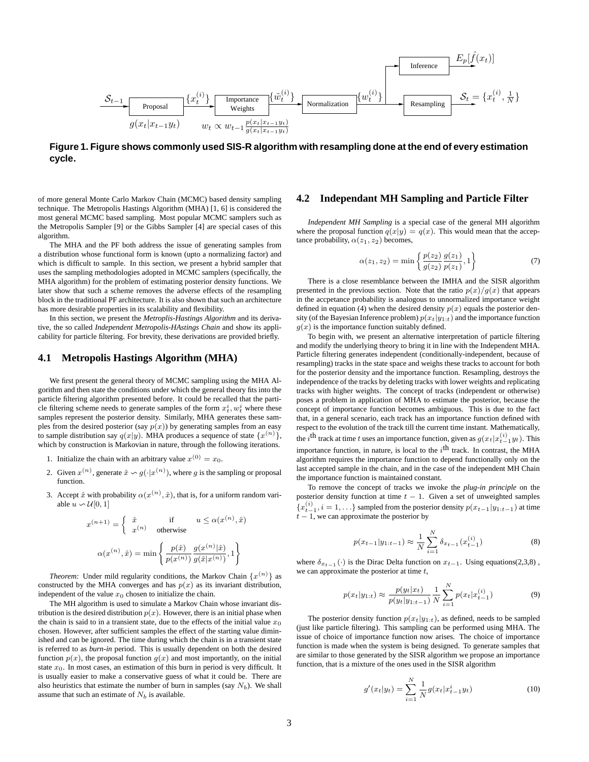$\mathcal{S}_{t-1}$
Proposal
$g(x_t|x_{t-1}y_t)$
$\{x_t^{(i)}\}$
Importance Weights
$w_t \propto w_{t-1}\frac{p(x_t|x_{t-1}y_t)}{g(x_t|x_{t-1}y_t)}$
$\{\tilde{w}_t^{(i)}\}$
Normalization
$\{w_t^{(i)}\}$
Inference
$E_p[\hat{f}(x_t)]$
Resampling
$\mathcal{S}_t = \{x_t^{(i)}, \frac{1}{N}\}$

**Figure 1. Figure shows commonly used SIS-R algorithm with resampling done at the end of every estimation cycle.**

of more general Monte Carlo Markov Chain (MCMC) based density sampling technique. The Metropolis Hastings Algorithm (MHA) [1, 6] is considered the most general MCMC based sampling. Most popular MCMC samplers such as the Metropolis Sampler [9] or the Gibbs Sampler [4] are special cases of this algorithm.

The MHA and the PF both address the issue of generating samples from a distribution whose functional form is known (upto a normalizing factor) and which is difficult to sample. In this section, we present a hybrid sampler that uses the sampling methodologies adopted in MCMC samplers (specifically, the MHA algorithm) for the problem of estimating posterior density functions. We later show that such a scheme removes the adverse effects of the resampling block in the traditional PF architecture. It is also shown that such an architecture has more desirable properties in its scalability and flexibility.

In this section, we present the *Metroplis-Hastings Algorithm* and its derivative, the so called *Independent Metropolis-HAstings Chain* and show its applicability for particle filtering. For brevity, these derivations are provided briefly.

## 4.1 Metropolis Hastings Algorithm (MHA)

We first present the general theory of MCMC sampling using the MHA Algorithm and then state the conditions under which the general theory fits into the particle filtering algorithm presented before. It could be recalled that the particle filtering scheme needs to generate samples of the form $x_t^i, w_t^i$ where these samples represent the posterior density. Similarly, MHA generates these samples from the desired posterior (say $p(x)$) by generating samples from an easy to sample distribution say $q(x|y)$. MHA produces a sequence of state $\{x^{(n)}\}$, which by construction is Markovian in nature, through the following iterations.

1. Initialize the chain with an arbitrary value $x^{(0)} = x_0$.
2. Given $x^{(n)}$, generate $\hat{x} \backsim g(\cdot|x^{(n)})$, where $g$ is the sampling or proposal function.
3. Accept $\hat{x}$ with probability $\alpha(x^{(n)}, \hat{x})$, that is, for a uniform random variable $u \backsim \mathcal{U}[0,1]$

$$x^{(n+1)} = \begin{cases} \hat{x} & \text{if} \quad u \leq \alpha(x^{(n)}, \hat{x}) \\ x^{(n)} & \text{otherwise} \end{cases}$$

$$\alpha(x^{(n)}, \hat{x}) = \min\left\{ \frac{p(\hat{x})}{p(x^{(n)})} \frac{g(x^{(n)}|\hat{x})}{g(\hat{x}|x^{(n)})}, 1 \right\}$$

*Theorem:* Under mild regularity conditions, the Markov Chain $\{x^{(n)}\}$ as constructed by the MHA converges and has $p(x)$ as its invariant distribution, independent of the value $x_0$ chosen to initialize the chain.

The MH algorithm is used to simulate a Markov Chain whose invariant distribution is the desired distribution $p(x)$. However, there is an initial phase when the chain is said to in a transient state, due to the effects of the initial value $x_0$ chosen. However, after sufficient samples the effect of the starting value diminished and can be ignored. The time during which the chain is in a transient state is referred to as *burn-in* period. This is usually dependent on both the desired function $p(x)$, the proposal function $g(x)$ and most importantly, on the initial state $x_0$. In most cases, an estimation of this burn in period is very difficult. It is usually easier to make a conservative guess of what it could be. There are also heuristics that estimate the number of burn in samples (say $N_b$). We shall assume that such an estimate of $N_b$ is available.

## 4.2 Independant MH Sampling and Particle Filter

*Independent MH Sampling* is a special case of the general MH algorithm where the proposal function $q(x|y) = q(x)$. This would mean that the acceptance probability, $\alpha(z_1, z_2)$ becomes,

$$\alpha(z_1, z_2) = \min\left\{ \frac{p(z_2)}{g(z_2)} \frac{g(z_1)}{p(z_1)}, 1 \right\} \tag{7}$$

There is a close resemblance between the IMHA and the SISR algorithm presented in the previous section. Note that the ratio $p(x)/g(x)$ that appears in the accpetance probability is analogous to unnormalized importance weight defined in equation (4) when the desired density $p(x)$ equals the posterior density (of the Bayesian Inference problem) $p(x_t|y_{1:t})$ and the importance function $g(x)$ is the importance function suitably defined.

To begin with, we present an alternative interpretation of particle filtering and modify the underlying theory to bring it in line with the Independent MHA. Particle filtering generates independent (conditionally-independent, because of resampling) tracks in the state space and weighs these tracks to account for both for the posterior density and the importance function. Resampling, destroys the independence of the tracks by deleting tracks with lower weights and replicating tracks with higher weights. The concept of tracks (independent or otherwise) poses a problem in application of MHA to estimate the posterior, because the concept of importance function becomes ambiguous. This is due to the fact that, in a general scenario, each track has an importance function defined with respect to the evolution of the track till the current time instant. Mathematically, the $i^{\text{th}}$ track at time $t$ uses an importance function, given as $g(x_t|x_{t-1}^{(i)}y_t)$. This importance function, in nature, is local to the $i^{\text{th}}$ track. In contrast, the MHA algorithm requires the importance function to depend functionally only on the last accepted sample in the chain, and in the case of the independent MH Chain the importance function is maintained constant.

To remove the concept of tracks we invoke the *plug-in principle* on the posterior density function at time $t-1$. Given a set of unweighted samples $\{x_{t-1}^{(i)}, i = 1, \ldots\}$ sampled from the posterior density $p(x_{t-1}|y_{1:t-1})$ at time $t-1$, we can approximate the posterior by

$$p(x_{t-1}|y_{1:t-1}) \approx \frac{1}{N}\sum_{i=1}^{N} \delta_{x_{t-1}}(x_{t-1}^{(i)}) \tag{8}$$

where $\delta_{x_{t-1}}(\cdot)$ is the Dirac Delta function on $x_{t-1}$. Using equations(2,3,8) , we can approximate the posterior at time $t$,

$$p(x_t|y_{1:t}) \approx \frac{p(y_t|x_t)}{p(y_t|y_{1:t-1})} \frac{1}{N}\sum_{i=1}^{N} p(x_t|x_{t-1}^{(i)}) \tag{9}$$

The posterior density function $p(x_t|y_{1:t})$, as defined, needs to be sampled (just like particle filtering). This sampling can be performed using MHA. The issue of choice of importance function now arises. The choice of importance function is made when the system is being designed. To generate samples that are similar to those generated by the SISR algorithm we propose an importance function, that is a mixture of the ones used in the SISR algorithm

$$g'(x_t|y_t) = \sum_{i=1}^{N} \frac{1}{N} g(x_t|x_{t-1}^i y_t) \tag{10}$$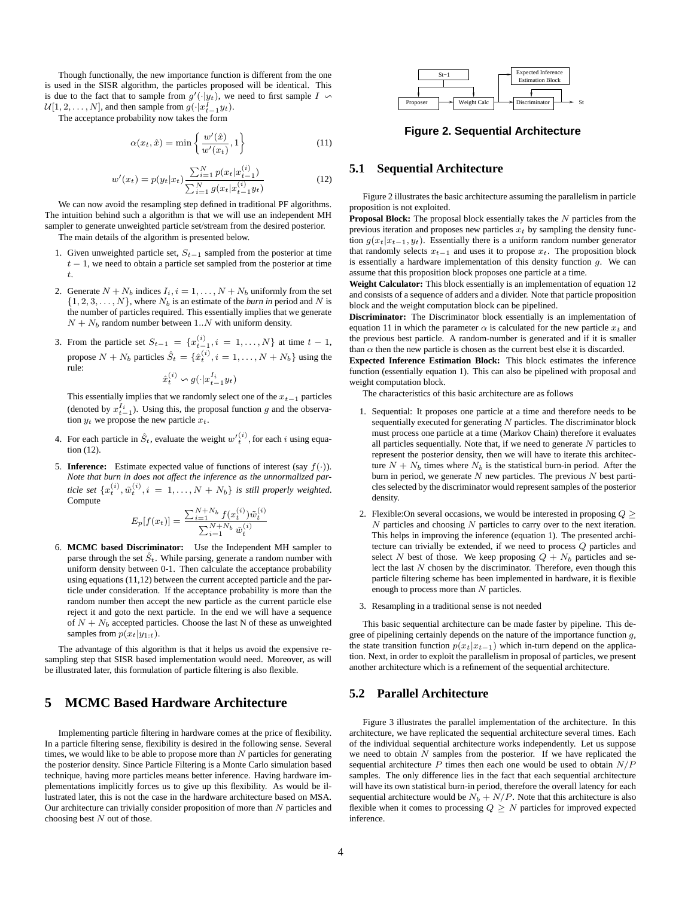Though functionally, the new importance function is different from the one is used in the SISR algorithm, the particles proposed will be identical. This is due to the fact that to sample from $g'(\cdot|y_t)$, we need to first sample $I \backsim \mathcal{U}[1, 2, \ldots, N]$, and then sample from $g(\cdot|x_{t-1}^{I} y_t)$.

The acceptance probability now takes the form

$$\alpha(x_t, \hat{x}) = \min\left\{ \frac{w'(\hat{x})}{w'(x_t)}, 1 \right\} \tag{11}$$

$$w'(x_t) = p(y_t|x_t) \frac{\sum_{i=1}^{N} p(x_t|x_{t-1}^{(i)})}{\sum_{i=1}^{N} g(x_t|x_{t-1}^{(i)} y_t)} \tag{12}$$

We can now avoid the resampling step defined in traditional PF algorithms. The intuition behind such a algorithm is that we will use an independent MH sampler to generate unweighted particle set/stream from the desired posterior.

The main details of the algorithm is presented below.

1. Given unweighted particle set, $S_{t-1}$ sampled from the posterior at time $t-1$, we need to obtain a particle set sampled from the posterior at time $t$.

2. Generate $N + N_b$ indices $I_i, i = 1, \ldots, N + N_b$ uniformly from the set $\{1, 2, 3, \ldots, N\}$, where $N_b$ is an estimate of the *burn in* period and $N$ is the number of particles required. This essentially implies that we generate $N + N_b$ random number between $1..N$ with uniform density.

3. From the particle set $S_{t-1} = \{x_{t-1}^{(i)}, i = 1, \ldots, N\}$ at time $t-1$, propose $N + N_b$ particles $\hat{S}_t = \{\hat{x}_t^{(i)}, i = 1, \ldots, N + N_b\}$ using the rule:

   $$\hat{x}_t^{(i)} \backsim g(\cdot|x_{t-1}^{I_i} y_t)$$

   This essentially implies that we randomly select one of the $x_{t-1}$ particles (denoted by $x_{t-1}^{I_i}$). Using this, the proposal function $g$ and the observation $y_t$ we propose the new particle $x_t$.

4. For each particle in $\hat{S}_t$, evaluate the weight ${w'}_t^{(i)}$, for each $i$ using equation (12).

5. **Inference:** Estimate expected value of functions of interest (say $f(\cdot)$). *Note that burn in does not affect the inference as the unnormalized particle set* $\{x_t^{(i)}, \tilde{w}_t^{(i)}, i = 1, \ldots, N + N_b\}$ *is still properly weighted.* Compute

   $$E_p[f(x_t)] = \frac{\sum_{i=1}^{N+N_b} f(x_t^{(i)})\tilde{w}_t^{(i)}}{\sum_{i=1}^{N+N_b} \tilde{w}_t^{(i)}}$$

6. **MCMC based Discriminator:** Use the Independent MH sampler to parse through the set $\hat{S}_t$. While parsing, generate a random number with uniform density between 0-1. Then calculate the acceptance probability using equations (11,12) between the current accepted particle and the particle under consideration. If the acceptance probability is more than the random number then accept the new particle as the current particle else reject it and goto the next particle. In the end we will have a sequence of $N + N_b$ accepted particles. Choose the last N of these as unweighted samples from $p(x_t|y_{1:t})$.

The advantage of this algorithm is that it helps us avoid the expensive resampling step that SISR based implementation would need. Moreover, as will be illustrated later, this formulation of particle filtering is also flexible.

# 5 MCMC Based Hardware Architecture

Implementing particle filtering in hardware comes at the price of flexibility. In a particle filtering sense, flexibility is desired in the following sense. Several times, we would like to be able to propose more than $N$ particles for generating the posterior density. Since Particle Filtering is a Monte Carlo simulation based technique, having more particles means better inference. Having hardware implementations implicitly forces us to give up this flexibility. As would be illustrated later, this is not the case in the hardware architecture based on MSA. Our architecture can trivially consider proposition of more than $N$ particles and choosing best $N$ out of those.

**Figure 2. Sequential Architecture**

## 5.1 Sequential Architecture

Figure 2 illustrates the basic architecture assuming the parallelism in particle proposition is not exploited.

**Proposal Block:** The proposal block essentially takes the $N$ particles from the previous iteration and proposes new particles $x_t$ by sampling the density function $g(x_t|x_{t-1}, y_t)$. Essentially there is a uniform random number generator that randomly selects $x_{t-1}$ and uses it to propose $x_t$. The proposition block is essentially a hardware implementation of this density function $g$. We can assume that this proposition block proposes one particle at a time.

**Weight Calculator:** This block essentially is an implementation of equation 12 and consists of a sequence of adders and a divider. Note that particle proposition block and the weight computation block can be pipelined.

**Discriminator:** The Discriminator block essentially is an implementation of equation 11 in which the parameter $\alpha$ is calculated for the new particle $x_t$ and the previous best particle. A random-number is generated and if it is smaller than $\alpha$ then the new particle is chosen as the current best else it is discarded.

**Expected Inference Estimation Block:** This block estimates the inference function (essentially equation 1). This can also be pipelined with proposal and weight computation block.

The characteristics of this basic architecture are as follows

1. Sequential: It proposes one particle at a time and therefore needs to be sequentially executed for generating $N$ particles. The discriminator block must process one particle at a time (Markov Chain) therefore it evaluates all particles sequentially. Note that, if we need to generate $N$ particles to represent the posterior density, then we will have to iterate this architecture $N + N_b$ times where $N_b$ is the statistical burn-in period. After the burn in period, we generate $N$ new particles. The previous $N$ best particles selected by the discriminator would represent samples of the posterior density.

2. Flexible:On several occasions, we would be interested in proposing $Q \geq N$ particles and choosing $N$ particles to carry over to the next iteration. This helps in improving the inference (equation 1). The presented architecture can trivially be extended, if we need to process $Q$ particles and select $N$ best of those. We keep proposing $Q + N_b$ particles and select the last $N$ chosen by the discriminator. Therefore, even though this particle filtering scheme has been implemented in hardware, it is flexible enough to process more than $N$ particles.

3. Resampling in a traditional sense is not needed

This basic sequential architecture can be made faster by pipeline. This degree of pipelining certainly depends on the nature of the importance function $g$, the state transition function $p(x_t|x_{t-1})$ which in-turn depend on the application. Next, in order to exploit the parallelism in proposal of particles, we present another architecture which is a refinement of the sequential architecture.

## 5.2 Parallel Architecture

Figure 3 illustrates the parallel implementation of the architecture. In this architecture, we have replicated the sequential architecture several times. Each of the individual sequential architecture works independently. Let us suppose we need to obtain $N$ samples from the posterior. If we have replicated the sequential architecture $P$ times then each one would be used to obtain $N/P$ samples. The only difference lies in the fact that each sequential architecture will have its own statistical burn-in period, therefore the overall latency for each sequential architecture would be $N_b + N/P$. Note that this architecture is also flexible when it comes to processing $Q \geq N$ particles for improved expected inference.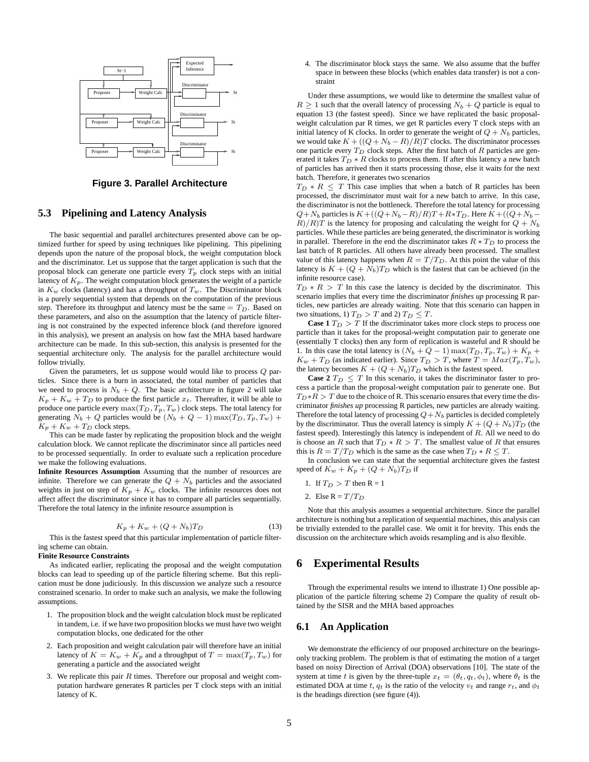Figure 3. Parallel Architecture

### 5.3 Pipelining and Latency Analysis

The basic sequential and parallel architectures presented above can be optimized further for speed by using techniques like pipelining. This pipelining depends upon the nature of the proposal block, the weight computation block and the discriminator. Let us suppose that the target application is such that the proposal block can generate one particle every $T_p$ clock steps with an initial latency of $K_p$. The weight computation block generates the weight of a particle in $K_w$ clocks (latency) and has a throughput of $T_w$. The Discriminator block is a purely sequential system that depends on the computation of the previous step. Therefore its throughput and latency must be the same $= T_D$. Based on these parameters, and also on the assumption that the latency of particle filtering is not constrained by the expected inference block (and therefore ignored in this analysis), we present an analysis on how fast the MHA based hardware architecture can be made. In this sub-section, this analysis is presented for the sequential architecture only. The analysis for the parallel architecture would follow trivially.

Given the parameters, let us suppose would would like to process $Q$ particles. Since there is a burn in associated, the total number of particles that we need to process is $N_b + Q$. The basic architecture in figure 2 will take $K_p + K_w + T_D$ to produce the first particle $x_t$. Thereafter, it will be able to produce one particle every $\max(T_D, T_p, T_w)$ clock steps. The total latency for generating $N_b + Q$ particles would be $(N_b + Q - 1)\max(T_D, T_p, T_w) + K_p + K_w + T_D$ clock steps.

This can be made faster by replicating the proposition block and the weight calculation block. We cannot replicate the discriminator since all particles need to be processed sequentially. In order to evaluate such a replication procedure we make the following evaluations.

**Infinite Resources Assumption** Assuming that the number of resources are infinite. Therefore we can generate the $Q + N_b$ particles and the associated weights in just on step of $K_p + K_w$ clocks. The infinite resources does not affect affect the discriminator since it has to compare all particles sequentially. Therefore the total latency in the infinite resource assumption is

$$K_p + K_w + (Q + N_b)T_D \tag{13}$$

This is the fastest speed that this particular implementation of particle filtering scheme can obtain.

**Finite Resource Constraints**

As indicated earlier, replicating the proposal and the weight computation blocks can lead to speeding up of the particle filtering scheme. But this replication must be done judiciously. In this discussion we analyze such a resource constrained scenario. In order to make such an analysis, we make the following assumptions.

1. The proposition block and the weight calculation block must be replicated in tandem, i.e. if we have two proposition blocks we must have two weight computation blocks, one dedicated for the other
2. Each proposition and weight calculation pair will therefore have an initial latency of $K = K_w + K_p$ and a throughput of $T = \max(T_p, T_w)$ for generating a particle and the associated weight
3. We replicate this pair $R$ times. Therefore our proposal and weight computation hardware generates R particles per T clock steps with an initial latency of K.
4. The discriminator block stays the same. We also assume that the buffer space in between these blocks (which enables data transfer) is not a constraint

Under these assumptions, we would like to determine the smallest value of $R \geq 1$ such that the overall latency of processing $N_b + Q$ particle is equal to equation 13 (the fastest speed). Since we have replicated the basic proposal-weight calculation par R times, we get R particles every T clock steps with an initial latency of K clocks. In order to generate the weight of $Q + N_b$ particles, we would take $K + ((Q + N_b - R)/R)T$ clocks. The discriminator processes one particle every $T_D$ clock steps. After the first batch of $R$ particles are generated it takes $T_D * R$ clocks to process them. If after this latency a new batch of particles has arrived then it starts processing those, else it waits for the next batch. Therefore, it generates two scenarios

$T_D * R \leq T$ This case implies that when a batch of R particles has been processed, the discriminator must wait for a new batch to arrive. In this case, the discriminator is not the bottleneck. Therefore the total latency for processing $Q + N_b$ particles is $K + ((Q + N_b - R)/R)T + R * T_D$. Here $K + ((Q + N_b - R)/R)T$ is the latency for proposing and calculating the weight for $Q + N_b$ particles. While these particles are being generated, the discriminator is working in parallel. Therefore in the end the discriminator takes $R * T_D$ to process the last batch of R particles. All others have already been processed. The smallest value of this latency happens when $R = T/T_D$. At this point the value of this latency is $K + (Q + N_b)T_D$ which is the fastest that can be achieved (in the infinite resource case).

$T_D * R > T$ In this case the latency is decided by the discriminator. This scenario implies that every time the discriminator *finishes up* processing R particles, new particles are already waiting. Note that this scenario can happen in two situations, 1) $T_D > T$ and 2) $T_D \leq T$.

**Case 1** $T_D > T$ If the discriminator takes more clock steps to process one particle than it takes for the proposal-weight computation pair to generate one (essentially T clocks) then any form of replication is wasteful and R should be 1. In this case the total latency is $(N_b + Q - 1)\max(T_D, T_p, T_w) + K_p + K_w + T_D$ (as indicated earlier). Since $T_D > T$, where $T = Max(T_p, T_w)$, the latency becomes $K + (Q + N_b)T_D$ which is the fastest speed.

**Case 2** $T_D \leq T$ In this scenario, it takes the discriminator faster to process a particle than the proposal-weight computation pair to generate one. But $T_D * R > T$ due to the choice of R. This scenario ensures that every time the discriminator *finishes up* processing R particles, new particles are already waiting. Therefore the total latency of processing $Q + N_b$ particles is decided completely by the discriminator. Thus the overall latency is simply $K + (Q + N_b)T_D$ (the fastest speed). Interestingly this latency is independent of $R$. All we need to do is choose an $R$ such that $T_D * R > T$. The smallest value of $R$ that ensures this is $R = T/T_D$ which is the same as the case when $T_D * R \leq T$.

In conclusion we can state that the sequential architecture gives the fastest speed of $K_w + K_p + (Q + N_b)T_D$ if

1. If $T_D > T$ then R = 1
2. Else R = $T/T_D$

Note that this analysis assumes a sequential architecture. Since the parallel architecture is nothing but a replication of sequential machines, this analysis can be trivially extended to the parallel case. We omit it for brevity. This ends the discussion on the architecture which avoids resampling and is also flexible.

## 6 Experimental Results

Through the experimental results we intend to illustrate 1) One possible application of the particle filtering scheme 2) Compare the quality of result obtained by the SISR and the MHA based approaches

### 6.1 An Application

We demonstrate the efficiency of our proposed architecture on the bearings-only tracking problem. The problem is that of estimating the motion of a target based on noisy Direction of Arrival (DOA) observations [10]. The state of the system at time $t$ is given by the three-tuple $x_t = (\theta_t, q_t, \phi_t)$, where $\theta_t$ is the estimated DOA at time $t$, $q_t$ is the ratio of the velocity $v_t$ and range $r_t$, and $\phi_t$ is the headings direction (see figure (4)).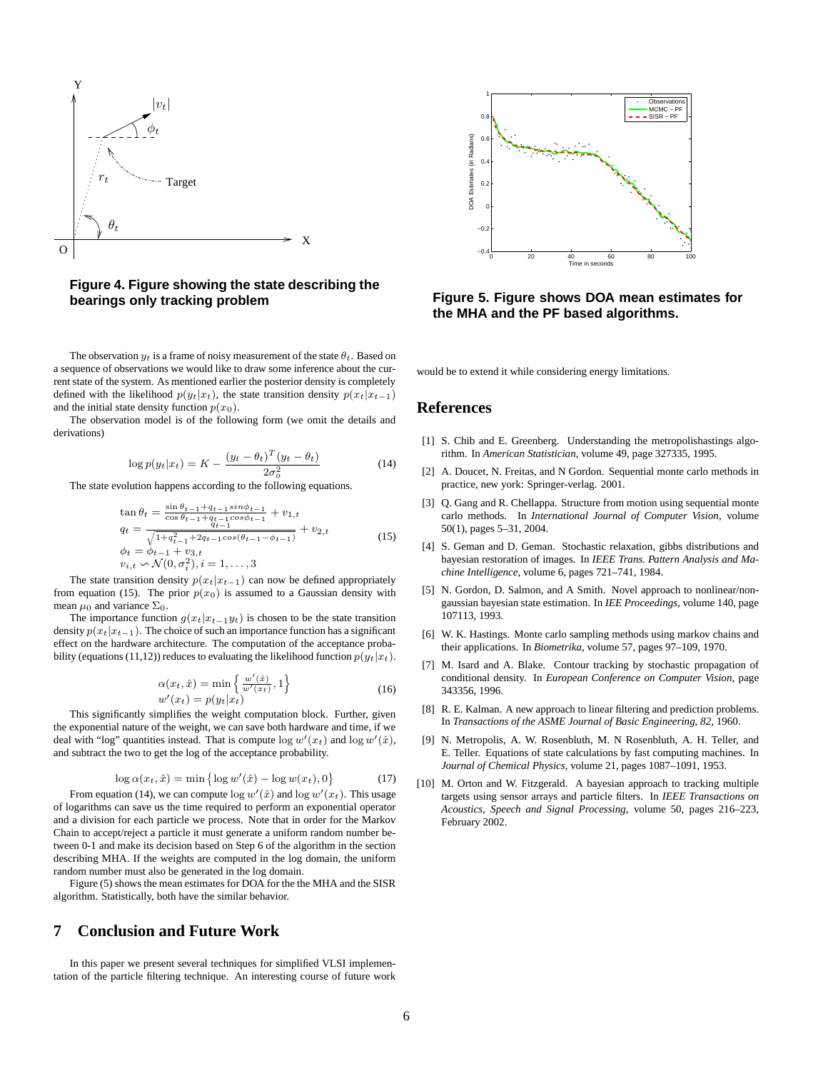Y

$|v_t|$

$\phi_t$

$r_t$

Target

$\theta_t$

O

X

**Figure 4. Figure showing the state describing the bearings only tracking problem**

1

0.8

0.6

0.4

0.2

0

−0.2

−0.4

DOA Estimates (in Radians)

0

20

40

60

80

100

Time in seconds

Observations

MCMC − PF

SISR − PF

**Figure 5. Figure shows DOA mean estimates for the MHA and the PF based algorithms.**

The observation $y_t$ is a frame of noisy measurement of the state $\theta_t$. Based on a sequence of observations we would like to draw some inference about the current state of the system. As mentioned earlier the posterior density is completely defined with the likelihood $p(y_t|x_t)$, the state transition density $p(x_t|x_{t-1})$ and the initial state density function $p(x_0)$.

The observation model is of the following form (we omit the details and derivations)

$$\log p(y_t|x_t) = K - \frac{(y_t - \theta_t)^T(y_t - \theta_t)}{2\sigma_o^2} \tag{14}$$

The state evolution happens according to the following equations.

$$\begin{array}{l} \tan\theta_t = \frac{\sin\theta_{t-1} + q_{t-1} sin\phi_{t-1}}{\cos\theta_{t-1} + q_{t-1} cos\phi_{t-1}} + v_{1,t} \\ q_t = \frac{q_{t-1}}{\sqrt{1 + q_{t-1}^2 + 2q_{t-1}cos(\theta_{t-1} - \phi_{t-1})}} + v_{2,t} \\ \phi_t = \phi_{t-1} + v_{3,t} \\ v_{i,t} \backsim \mathcal{N}(0, \sigma_i^2), i = 1, \ldots, 3 \end{array} \tag{15}$$

The state transition density $p(x_t|x_{t-1})$ can now be defined appropriately from equation (15). The prior $p(x_0)$ is assumed to a Gaussian density with mean $\mu_0$ and variance $\Sigma_0$.

The importance function $g(x_t|x_{t-1}y_t)$ is chosen to be the state transition density $p(x_t|x_{t-1})$. The choice of such an importance function has a significant effect on the hardware architecture. The computation of the acceptance probability (equations (11,12)) reduces to evaluating the likelihood function $p(y_t|x_t)$.

$$\begin{array}{l} \alpha(x_t, \hat{x}) = \min\left\{\frac{w'(\hat{x})}{w'(x_t)}, 1\right\} \\ w'(x_t) = p(y_t|x_t) \end{array} \tag{16}$$

This significantly simplifies the weight computation block. Further, given the exponential nature of the weight, we can save both hardware and time, if we deal with "log" quantities instead. That is compute $\log w'(x_t)$ and $\log w'(\hat{x})$, and subtract the two to get the log of the acceptance probability.

$$\log \alpha(x_t, \hat{x}) = \min\left\{\log w'(\hat{x}) - \log w(x_t), 0\right\} \tag{17}$$

From equation (14), we can compute $\log w'(\hat{x})$ and $\log w'(x_t)$. This usage of logarithms can save us the time required to perform an exponential operator and a division for each particle we process. Note that in order for the Markov Chain to accept/reject a particle it must generate a uniform random number between 0-1 and make its decision based on Step 6 of the algorithm in the section describing MHA. If the weights are computed in the log domain, the uniform random number must also be generated in the log domain.

Figure (5) shows the mean estimates for DOA for the the MHA and the SISR algorithm. Statistically, both have the similar behavior.

# 7 Conclusion and Future Work

In this paper we present several techniques for simplified VLSI implementation of the particle filtering technique. An interesting course of future work would be to extend it while considering energy limitations.

# References

[1] S. Chib and E. Greenberg. Understanding the metropolishastings algorithm. In *American Statistician*, volume 49, page 327335, 1995.

[2] A. Doucet, N. Freitas, and N Gordon. Sequential monte carlo methods in practice, new york: Springer-verlag. 2001.

[3] Q. Gang and R. Chellappa. Structure from motion using sequential monte carlo methods. In *International Journal of Computer Vision*, volume 50(1), pages 5–31, 2004.

[4] S. Geman and D. Geman. Stochastic relaxation, gibbs distributions and bayesian restoration of images. In *IEEE Trans. Pattern Analysis and Machine Intelligence*, volume 6, pages 721–741, 1984.

[5] N. Gordon, D. Salmon, and A Smith. Novel approach to nonlinear/non-gaussian bayesian state estimation. In *IEE Proceedings*, volume 140, page 107113, 1993.

[6] W. K. Hastings. Monte carlo sampling methods using markov chains and their applications. In *Biometrika*, volume 57, pages 97–109, 1970.

[7] M. Isard and A. Blake. Contour tracking by stochastic propagation of conditional density. In *European Conference on Computer Vision*, page 343356, 1996.

[8] R. E. Kalman. A new approach to linear filtering and prediction problems. In *Transactions of the ASME Journal of Basic Engineering, 82*, 1960.

[9] N. Metropolis, A. W. Rosenbluth, M. N Rosenbluth, A. H. Teller, and E. Teller. Equations of state calculations by fast computing machines. In *Journal of Chemical Physics*, volume 21, pages 1087–1091, 1953.

[10] M. Orton and W. Fitzgerald. A bayesian approach to tracking multiple targets using sensor arrays and particle filters. In *IEEE Transactions on Acoustics, Speech and Signal Processing*, volume 50, pages 216–223, February 2002.